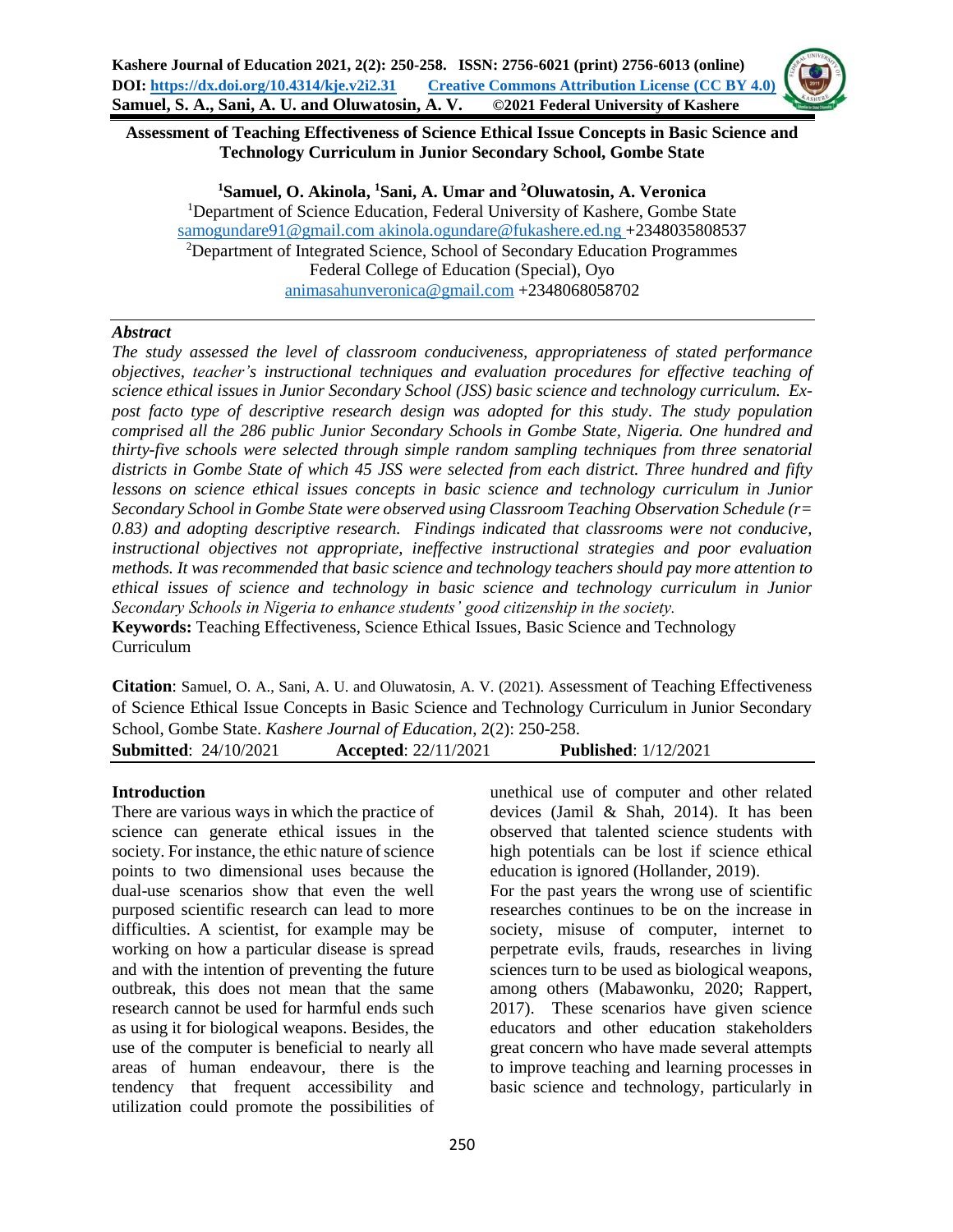# Assessment of Teaching Effectiveness of Science Ethical Issue Concepts in Basic Science and Technology Curriculum in Junior Secondary School, Gombe State

**[1]Samuel, O. Akinola, [1]Sani, A. Umar and [2]Oluwatosin, A. Veronica**

[1]Department of Science Education, Federal University of Kashere, Gombe State
samogundare91@gmail.com akinola.ogundare@fukashere.ed.ng +2348035808537
[2]Department of Integrated Science, School of Secondary Education Programmes
Federal College of Education (Special), Oyo
animasahunveronica@gmail.com +2348068058702

***Abstract***

*The study assessed the level of classroom conduciveness, appropriateness of stated performance objectives, teacher's instructional techniques and evaluation procedures for effective teaching of science ethical issues in Junior Secondary School (JSS) basic science and technology curriculum. Ex-post facto type of descriptive research design was adopted for this study. The study population comprised all the 286 public Junior Secondary Schools in Gombe State, Nigeria. One hundred and thirty-five schools were selected through simple random sampling techniques from three senatorial districts in Gombe State of which 45 JSS were selected from each district. Three hundred and fifty lessons on science ethical issues concepts in basic science and technology curriculum in Junior Secondary School in Gombe State were observed using Classroom Teaching Observation Schedule (r= 0.83) and adopting descriptive research. Findings indicated that classrooms were not conducive, instructional objectives not appropriate, ineffective instructional strategies and poor evaluation methods. It was recommended that basic science and technology teachers should pay more attention to ethical issues of science and technology in basic science and technology curriculum in Junior Secondary Schools in Nigeria to enhance students' good citizenship in the society.*

**Keywords:** Teaching Effectiveness, Science Ethical Issues, Basic Science and Technology Curriculum

**Citation**: Samuel, O. A., Sani, A. U. and Oluwatosin, A. V. (2021). Assessment of Teaching Effectiveness of Science Ethical Issue Concepts in Basic Science and Technology Curriculum in Junior Secondary School, Gombe State. *Kashere Journal of Education*, 2(2): 250-258.

**Submitted**: 24/10/2021 **Accepted**: 22/11/2021 **Published**: 1/12/2021

## Introduction

There are various ways in which the practice of science can generate ethical issues in the society. For instance, the ethic nature of science points to two dimensional uses because the dual-use scenarios show that even the well purposed scientific research can lead to more difficulties. A scientist, for example may be working on how a particular disease is spread and with the intention of preventing the future outbreak, this does not mean that the same research cannot be used for harmful ends such as using it for biological weapons. Besides, the use of the computer is beneficial to nearly all areas of human endeavour, there is the tendency that frequent accessibility and utilization could promote the possibilities of unethical use of computer and other related devices (Jamil & Shah, 2014). It has been observed that talented science students with high potentials can be lost if science ethical education is ignored (Hollander, 2019).

For the past years the wrong use of scientific researches continues to be on the increase in society, misuse of computer, internet to perpetrate evils, frauds, researches in living sciences turn to be used as biological weapons, among others (Mabawonku, 2020; Rappert, 2017). These scenarios have given science educators and other education stakeholders great concern who have made several attempts to improve teaching and learning processes in basic science and technology, particularly in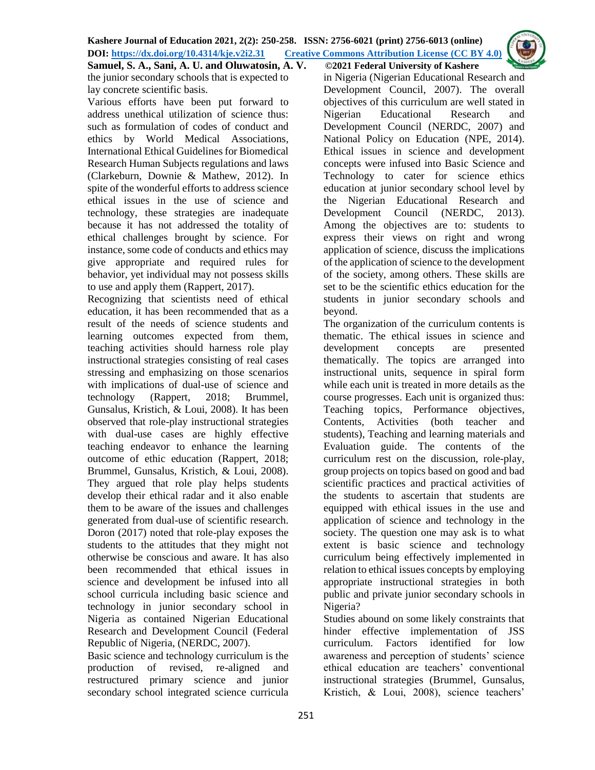the junior secondary schools that is expected to lay concrete scientific basis.

Various efforts have been put forward to address unethical utilization of science thus: such as formulation of codes of conduct and ethics by World Medical Associations, International Ethical Guidelines for Biomedical Research Human Subjects regulations and laws (Clarkeburn, Downie & Mathew, 2012). In spite of the wonderful efforts to address science ethical issues in the use of science and technology, these strategies are inadequate because it has not addressed the totality of ethical challenges brought by science. For instance, some code of conducts and ethics may give appropriate and required rules for behavior, yet individual may not possess skills to use and apply them (Rappert, 2017).

Recognizing that scientists need of ethical education, it has been recommended that as a result of the needs of science students and learning outcomes expected from them, teaching activities should harness role play instructional strategies consisting of real cases stressing and emphasizing on those scenarios with implications of dual-use of science and technology (Rappert, 2018; Brummel, Gunsalus, Kristich, & Loui, 2008). It has been observed that role-play instructional strategies with dual-use cases are highly effective teaching endeavor to enhance the learning outcome of ethic education (Rappert, 2018; Brummel, Gunsalus, Kristich, & Loui, 2008). They argued that role play helps students develop their ethical radar and it also enable them to be aware of the issues and challenges generated from dual-use of scientific research. Doron (2017) noted that role-play exposes the students to the attitudes that they might not otherwise be conscious and aware. It has also been recommended that ethical issues in science and development be infused into all school curricula including basic science and technology in junior secondary school in Nigeria as contained Nigerian Educational Research and Development Council (Federal Republic of Nigeria, (NERDC, 2007).

Basic science and technology curriculum is the production of revised, re-aligned and restructured primary science and junior secondary school integrated science curricula in Nigeria (Nigerian Educational Research and Development Council, 2007). The overall objectives of this curriculum are well stated in Nigerian Educational Research and Development Council (NERDC, 2007) and National Policy on Education (NPE, 2014). Ethical issues in science and development concepts were infused into Basic Science and Technology to cater for science ethics education at junior secondary school level by the Nigerian Educational Research and Development Council (NERDC, 2013). Among the objectives are to: students to express their views on right and wrong application of science, discuss the implications of the application of science to the development of the society, among others. These skills are set to be the scientific ethics education for the students in junior secondary schools and beyond.

The organization of the curriculum contents is thematic. The ethical issues in science and development concepts are presented thematically. The topics are arranged into instructional units, sequence in spiral form while each unit is treated in more details as the course progresses. Each unit is organized thus: Teaching topics, Performance objectives, Contents, Activities (both teacher and students), Teaching and learning materials and Evaluation guide. The contents of the curriculum rest on the discussion, role-play, group projects on topics based on good and bad scientific practices and practical activities of the students to ascertain that students are equipped with ethical issues in the use and application of science and technology in the society. The question one may ask is to what extent is basic science and technology curriculum being effectively implemented in relation to ethical issues concepts by employing appropriate instructional strategies in both public and private junior secondary schools in Nigeria?

Studies abound on some likely constraints that hinder effective implementation of JSS curriculum. Factors identified for low awareness and perception of students' science ethical education are teachers' conventional instructional strategies (Brummel, Gunsalus, Kristich, & Loui, 2008), science teachers'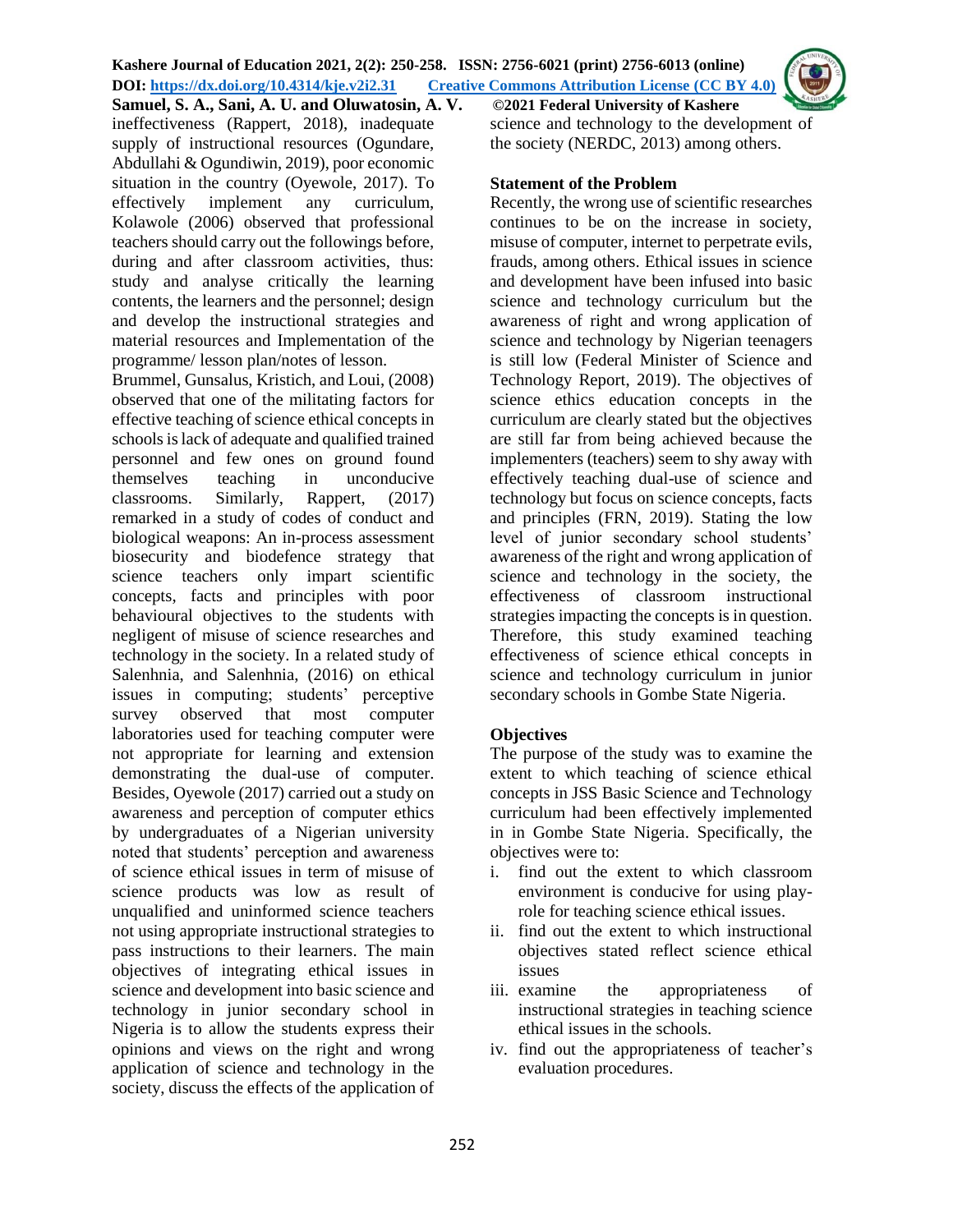ineffectiveness (Rappert, 2018), inadequate supply of instructional resources (Ogundare, Abdullahi & Ogundiwin, 2019), poor economic situation in the country (Oyewole, 2017). To effectively implement any curriculum, Kolawole (2006) observed that professional teachers should carry out the followings before, during and after classroom activities, thus: study and analyse critically the learning contents, the learners and the personnel; design and develop the instructional strategies and material resources and Implementation of the programme/ lesson plan/notes of lesson.

Brummel, Gunsalus, Kristich, and Loui, (2008) observed that one of the militating factors for effective teaching of science ethical concepts in schools is lack of adequate and qualified trained personnel and few ones on ground found themselves teaching in unconducive classrooms. Similarly, Rappert, (2017) remarked in a study of codes of conduct and biological weapons: An in-process assessment biosecurity and biodefence strategy that science teachers only impart scientific concepts, facts and principles with poor behavioural objectives to the students with negligent of misuse of science researches and technology in the society. In a related study of Salenhnia, and Salenhnia, (2016) on ethical issues in computing; students' perceptive survey observed that most computer laboratories used for teaching computer were not appropriate for learning and extension demonstrating the dual-use of computer. Besides, Oyewole (2017) carried out a study on awareness and perception of computer ethics by undergraduates of a Nigerian university noted that students' perception and awareness of science ethical issues in term of misuse of science products was low as result of unqualified and uninformed science teachers not using appropriate instructional strategies to pass instructions to their learners. The main objectives of integrating ethical issues in science and development into basic science and technology in junior secondary school in Nigeria is to allow the students express their opinions and views on the right and wrong application of science and technology in the society, discuss the effects of the application of science and technology to the development of the society (NERDC, 2013) among others.

**Statement of the Problem**

Recently, the wrong use of scientific researches continues to be on the increase in society, misuse of computer, internet to perpetrate evils, frauds, among others. Ethical issues in science and development have been infused into basic science and technology curriculum but the awareness of right and wrong application of science and technology by Nigerian teenagers is still low (Federal Minister of Science and Technology Report, 2019). The objectives of science ethics education concepts in the curriculum are clearly stated but the objectives are still far from being achieved because the implementers (teachers) seem to shy away with effectively teaching dual-use of science and technology but focus on science concepts, facts and principles (FRN, 2019). Stating the low level of junior secondary school students' awareness of the right and wrong application of science and technology in the society, the effectiveness of classroom instructional strategies impacting the concepts is in question. Therefore, this study examined teaching effectiveness of science ethical concepts in science and technology curriculum in junior secondary schools in Gombe State Nigeria.

**Objectives**

The purpose of the study was to examine the extent to which teaching of science ethical concepts in JSS Basic Science and Technology curriculum had been effectively implemented in in Gombe State Nigeria. Specifically, the objectives were to:

i. find out the extent to which classroom environment is conducive for using play-role for teaching science ethical issues.
ii. find out the extent to which instructional objectives stated reflect science ethical issues
iii. examine the appropriateness of instructional strategies in teaching science ethical issues in the schools.
iv. find out the appropriateness of teacher's evaluation procedures.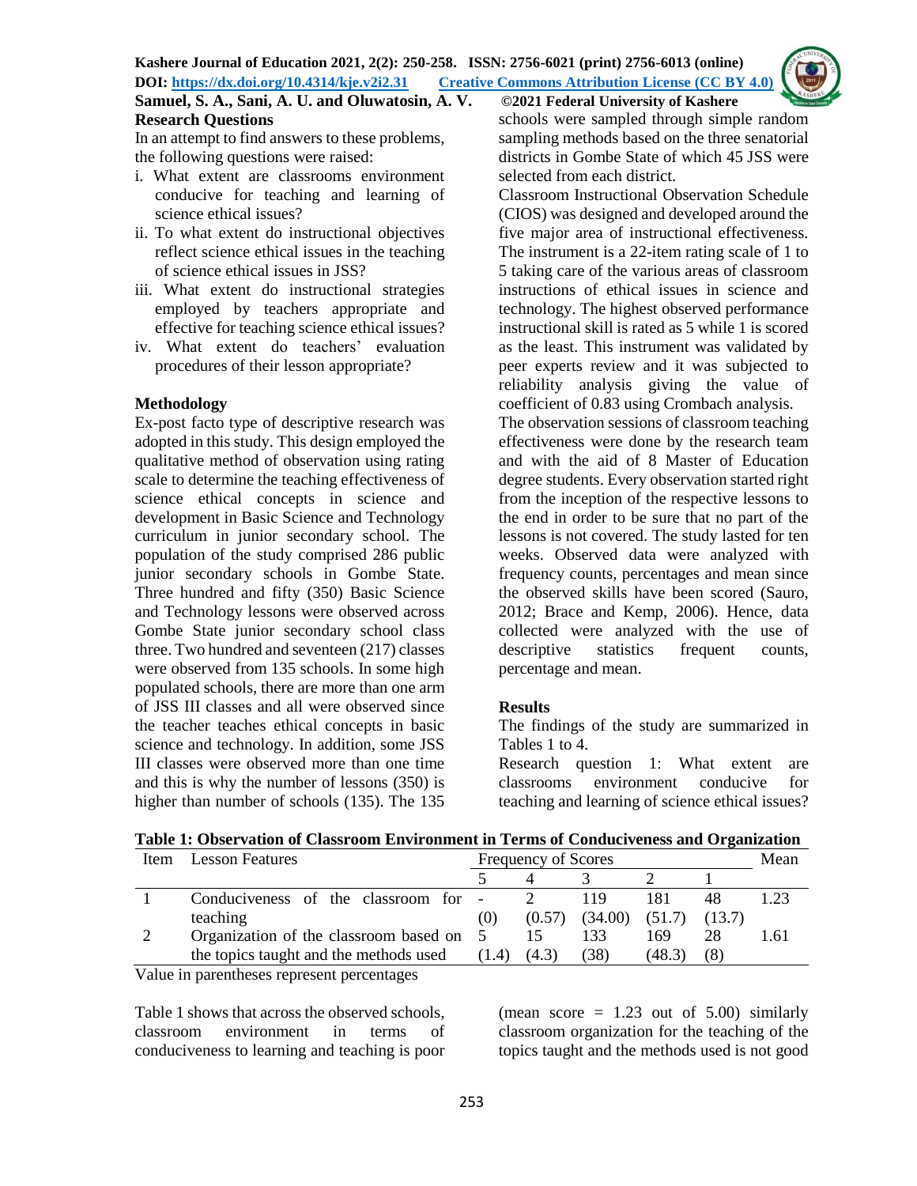### Research Questions

In an attempt to find answers to these problems, the following questions were raised:

i. What extent are classrooms environment conducive for teaching and learning of science ethical issues?
ii. To what extent do instructional objectives reflect science ethical issues in the teaching of science ethical issues in JSS?
iii. What extent do instructional strategies employed by teachers appropriate and effective for teaching science ethical issues?
iv. What extent do teachers' evaluation procedures of their lesson appropriate?

### Methodology

Ex-post facto type of descriptive research was adopted in this study. This design employed the qualitative method of observation using rating scale to determine the teaching effectiveness of science ethical concepts in science and development in Basic Science and Technology curriculum in junior secondary school. The population of the study comprised 286 public junior secondary schools in Gombe State. Three hundred and fifty (350) Basic Science and Technology lessons were observed across Gombe State junior secondary school class three. Two hundred and seventeen (217) classes were observed from 135 schools. In some high populated schools, there are more than one arm of JSS III classes and all were observed since the teacher teaches ethical concepts in basic science and technology. In addition, some JSS III classes were observed more than one time and this is why the number of lessons (350) is higher than number of schools (135). The 135 schools were sampled through simple random sampling methods based on the three senatorial districts in Gombe State of which 45 JSS were selected from each district.

Classroom Instructional Observation Schedule (CIOS) was designed and developed around the five major area of instructional effectiveness. The instrument is a 22-item rating scale of 1 to 5 taking care of the various areas of classroom instructions of ethical issues in science and technology. The highest observed performance instructional skill is rated as 5 while 1 is scored as the least. This instrument was validated by peer experts review and it was subjected to reliability analysis giving the value of coefficient of 0.83 using Crombach analysis.

The observation sessions of classroom teaching effectiveness were done by the research team and with the aid of 8 Master of Education degree students. Every observation started right from the inception of the respective lessons to the end in order to be sure that no part of the lessons is not covered. The study lasted for ten weeks. Observed data were analyzed with frequency counts, percentages and mean since the observed skills have been scored (Sauro, 2012; Brace and Kemp, 2006). Hence, data collected were analyzed with the use of descriptive statistics frequent counts, percentage and mean.

### Results

The findings of the study are summarized in Tables 1 to 4.

Research question 1: What extent are classrooms environment conducive for teaching and learning of science ethical issues?

**Table 1: Observation of Classroom Environment in Terms of Conduciveness and Organization**

| Item | Lesson Features | Frequency of Scores | | | | | Mean |
|---|---|---|---|---|---|---|---|
| | | 5 | 4 | 3 | 2 | 1 | |
| 1 | Conduciveness of the classroom for teaching | - (0) | 2 (0.57) | 119 (34.00) | 181 (51.7) | 48 (13.7) | 1.23 |
| 2 | Organization of the classroom based on the topics taught and the methods used | 5 (1.4) | 15 (4.3) | 133 (38) | 169 (48.3) | 28 (8) | 1.61 |

Value in parentheses represent percentages

Table 1 shows that across the observed schools, classroom environment in terms of conduciveness to learning and teaching is poor (mean score = 1.23 out of 5.00) similarly classroom organization for the teaching of the topics taught and the methods used is not good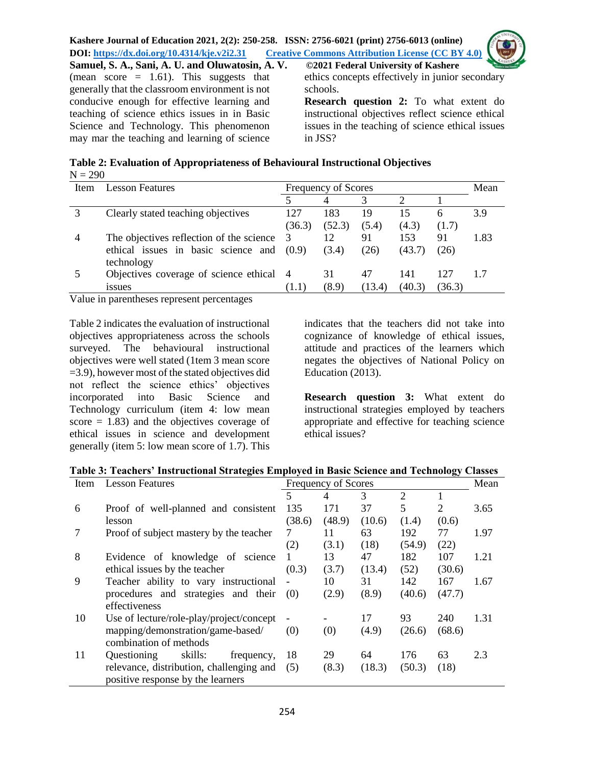(mean score = 1.61). This suggests that generally that the classroom environment is not conducive enough for effective learning and teaching of science ethics issues in in Basic Science and Technology. This phenomenon may mar the teaching and learning of science ethics concepts effectively in junior secondary schools.

**Research question 2:** To what extent do instructional objectives reflect science ethical issues in the teaching of science ethical issues in JSS?

**Table 2: Evaluation of Appropriateness of Behavioural Instructional Objectives**

N = 290

| Item | Lesson Features | Frequency of Scores | | | | | Mean |
|---|---|---|---|---|---|---|---|
| | | 5 | 4 | 3 | 2 | 1 | |
| 3 | Clearly stated teaching objectives | 127 (36.3) | 183 (52.3) | 19 (5.4) | 15 (4.3) | 6 (1.7) | 3.9 |
| 4 | The objectives reflection of the science ethical issues in basic science and technology | 3 (0.9) | 12 (3.4) | 91 (26) | 153 (43.7) | 91 (26) | 1.83 |
| 5 | Objectives coverage of science ethical issues | 4 (1.1) | 31 (8.9) | 47 (13.4) | 141 (40.3) | 127 (36.3) | 1.7 |

Value in parentheses represent percentages

Table 2 indicates the evaluation of instructional objectives appropriateness across the schools surveyed. The behavioural instructional objectives were well stated (1tem 3 mean score =3.9), however most of the stated objectives did not reflect the science ethics' objectives incorporated into Basic Science and Technology curriculum (item 4: low mean score = 1.83) and the objectives coverage of ethical issues in science and development generally (item 5: low mean score of 1.7). This indicates that the teachers did not take into cognizance of knowledge of ethical issues, attitude and practices of the learners which negates the objectives of National Policy on Education (2013).

**Research question 3:** What extent do instructional strategies employed by teachers appropriate and effective for teaching science ethical issues?

**Table 3: Teachers' Instructional Strategies Employed in Basic Science and Technology Classes**

| Item | Lesson Features | Frequency of Scores | | | | | Mean |
|---|---|---|---|---|---|---|---|
| | | 5 | 4 | 3 | 2 | 1 | |
| 6 | Proof of well-planned and consistent lesson | 135 (38.6) | 171 (48.9) | 37 (10.6) | 5 (1.4) | 2 (0.6) | 3.65 |
| 7 | Proof of subject mastery by the teacher | 7 (2) | 11 (3.1) | 63 (18) | 192 (54.9) | 77 (22) | 1.97 |
| 8 | Evidence of knowledge of science ethical issues by the teacher | 1 (0.3) | 13 (3.7) | 47 (13.4) | 182 (52) | 107 (30.6) | 1.21 |
| 9 | Teacher ability to vary instructional procedures and strategies and their effectiveness | - (0) | 10 (2.9) | 31 (8.9) | 142 (40.6) | 167 (47.7) | 1.67 |
| 10 | Use of lecture/role-play/project/concept mapping/demonstration/game-based/ combination of methods | - (0) | - (0) | 17 (4.9) | 93 (26.6) | 240 (68.6) | 1.31 |
| 11 | Questioning skills: frequency, relevance, distribution, challenging and positive response by the learners | 18 (5) | 29 (8.3) | 64 (18.3) | 176 (50.3) | 63 (18) | 2.3 |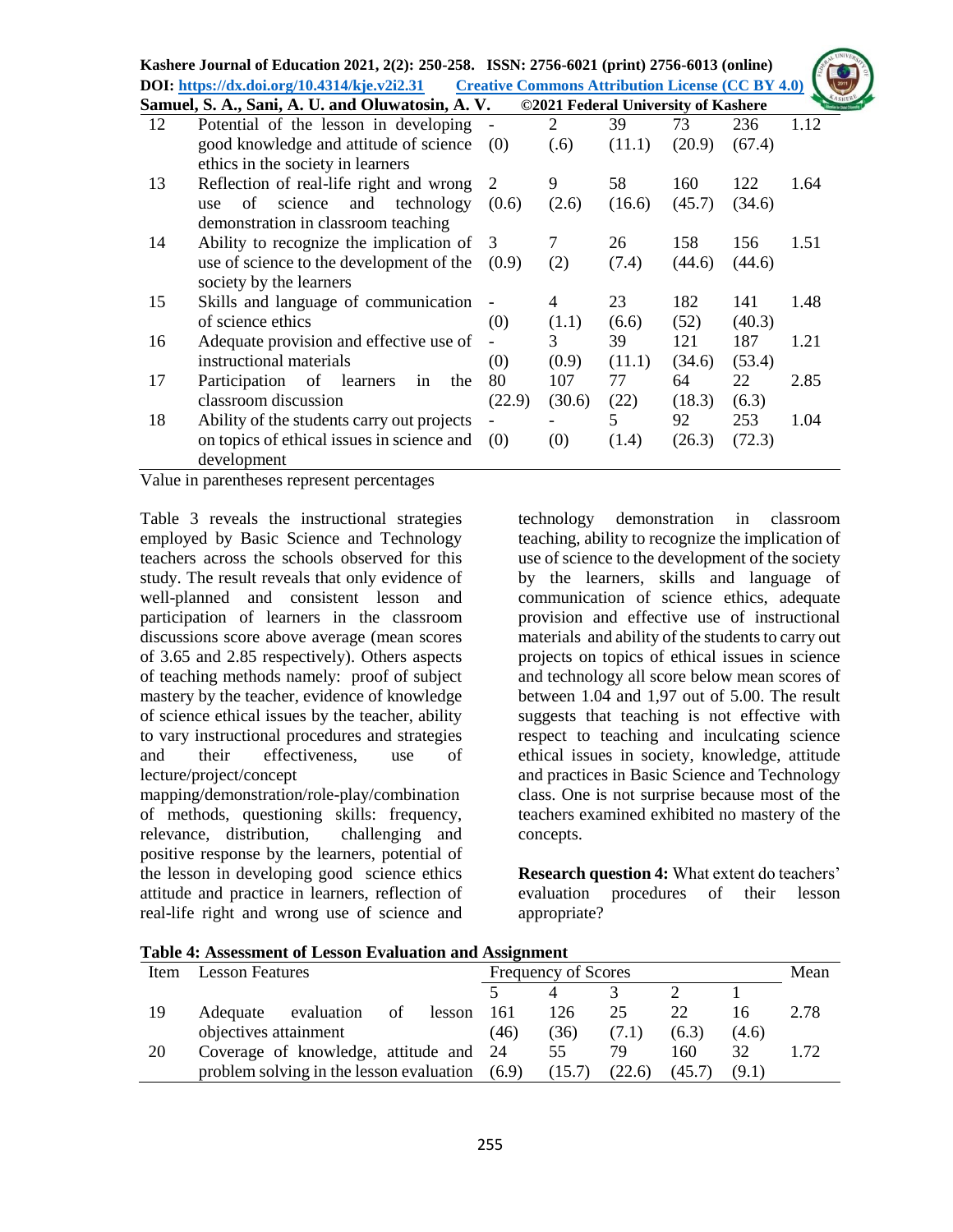| 12 | Potential of the lesson in developing good knowledge and attitude of science ethics in the society in learners | - (0) | 2 (.6) | 39 (11.1) | 73 (20.9) | 236 (67.4) | 1.12 |
|---|---|---|---|---|---|---|---|
| 13 | Reflection of real-life right and wrong use of science and technology demonstration in classroom teaching | 2 (0.6) | 9 (2.6) | 58 (16.6) | 160 (45.7) | 122 (34.6) | 1.64 |
| 14 | Ability to recognize the implication of use of science to the development of the society by the learners | 3 (0.9) | 7 (2) | 26 (7.4) | 158 (44.6) | 156 (44.6) | 1.51 |
| 15 | Skills and language of communication of science ethics | - (0) | 4 (1.1) | 23 (6.6) | 182 (52) | 141 (40.3) | 1.48 |
| 16 | Adequate provision and effective use of instructional materials | - (0) | 3 (0.9) | 39 (11.1) | 121 (34.6) | 187 (53.4) | 1.21 |
| 17 | Participation of learners in the classroom discussion | 80 (22.9) | 107 (30.6) | 77 (22) | 64 (18.3) | 22 (6.3) | 2.85 |
| 18 | Ability of the students carry out projects on topics of ethical issues in science and development | - (0) | - (0) | 5 (1.4) | 92 (26.3) | 253 (72.3) | 1.04 |

Value in parentheses represent percentages

Table 3 reveals the instructional strategies employed by Basic Science and Technology teachers across the schools observed for this study. The result reveals that only evidence of well-planned and consistent lesson and participation of learners in the classroom discussions score above average (mean scores of 3.65 and 2.85 respectively). Others aspects of teaching methods namely: proof of subject mastery by the teacher, evidence of knowledge of science ethical issues by the teacher, ability to vary instructional procedures and strategies and their effectiveness, use of lecture/project/concept mapping/demonstration/role-play/combination of methods, questioning skills: frequency, relevance, distribution, challenging and positive response by the learners, potential of the lesson in developing good science ethics attitude and practice in learners, reflection of real-life right and wrong use of science and technology demonstration in classroom teaching, ability to recognize the implication of use of science to the development of the society by the learners, skills and language of communication of science ethics, adequate provision and effective use of instructional materials and ability of the students to carry out projects on topics of ethical issues in science and technology all score below mean scores of between 1.04 and 1,97 out of 5.00. The result suggests that teaching is not effective with respect to teaching and inculcating science ethical issues in society, knowledge, attitude and practices in Basic Science and Technology class. One is not surprise because most of the teachers examined exhibited no mastery of the concepts.

**Research question 4:** What extent do teachers' evaluation procedures of their lesson appropriate?

**Table 4: Assessment of Lesson Evaluation and Assignment**

| Item | Lesson Features | Frequency of Scores | | | | | Mean |
|---|---|---|---|---|---|---|---|
| | | 5 | 4 | 3 | 2 | 1 | |
| 19 | Adequate evaluation of lesson objectives attainment | 161 (46) | 126 (36) | 25 (7.1) | 22 (6.3) | 16 (4.6) | 2.78 |
| 20 | Coverage of knowledge, attitude and problem solving in the lesson evaluation | 24 (6.9) | 55 (15.7) | 79 (22.6) | 160 (45.7) | 32 (9.1) | 1.72 |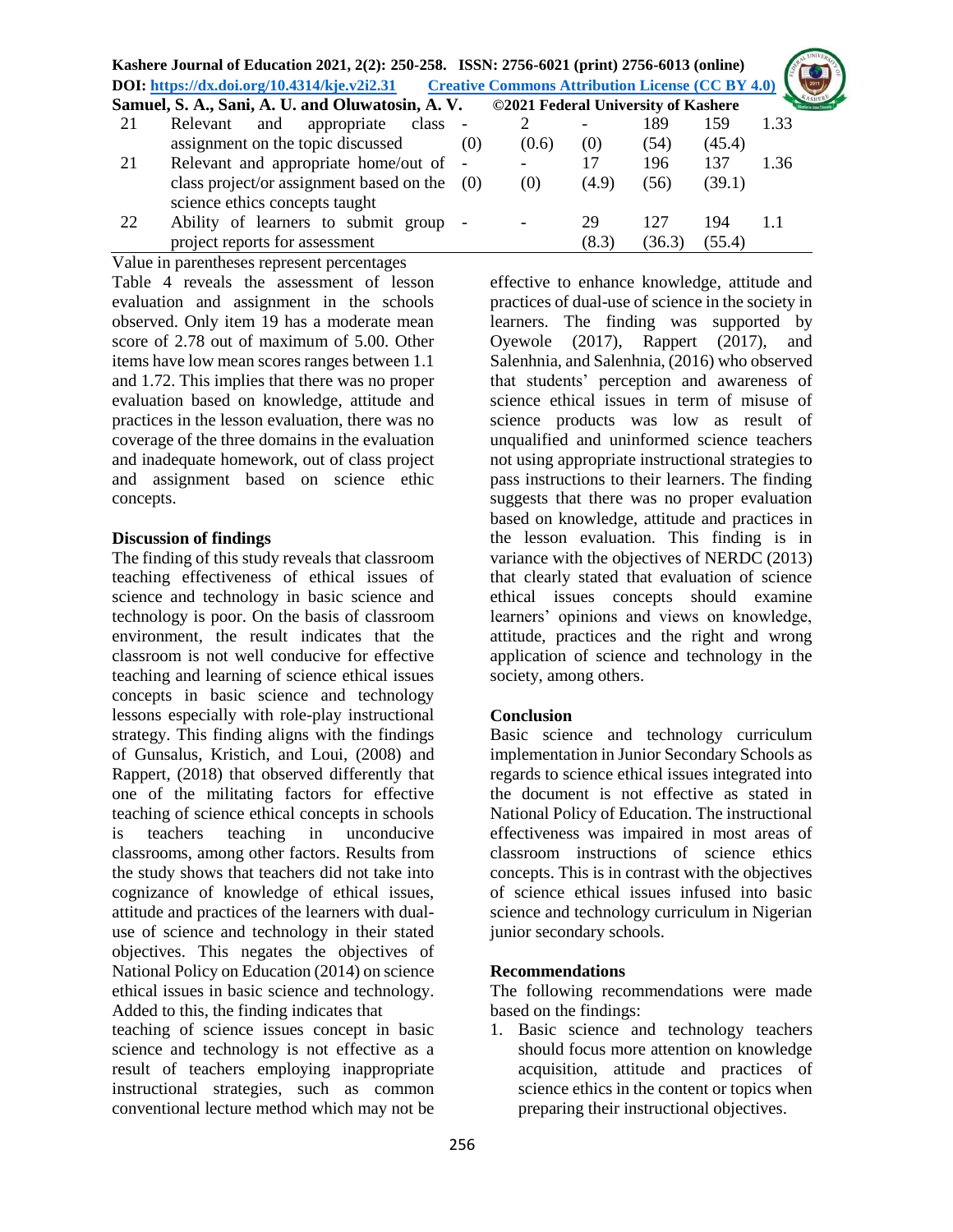| 21 | Relevant and appropriate class assignment on the topic discussed | - (0) | 2 (0.6) | - (0) | 189 (54) | 159 (45.4) | 1.33 |
|---|---|---|---|---|---|---|---|
| 21 | Relevant and appropriate home/out of class project/or assignment based on the science ethics concepts taught | - (0) | - (0) | 17 (4.9) | 196 (56) | 137 (39.1) | 1.36 |
| 22 | Ability of learners to submit group project reports for assessment | - | - | 29 (8.3) | 127 (36.3) | 194 (55.4) | 1.1 |

Value in parentheses represent percentages

Table 4 reveals the assessment of lesson evaluation and assignment in the schools observed. Only item 19 has a moderate mean score of 2.78 out of maximum of 5.00. Other items have low mean scores ranges between 1.1 and 1.72. This implies that there was no proper evaluation based on knowledge, attitude and practices in the lesson evaluation, there was no coverage of the three domains in the evaluation and inadequate homework, out of class project and assignment based on science ethic concepts.

**Discussion of findings**

The finding of this study reveals that classroom teaching effectiveness of ethical issues of science and technology in basic science and technology is poor. On the basis of classroom environment, the result indicates that the classroom is not well conducive for effective teaching and learning of science ethical issues concepts in basic science and technology lessons especially with role-play instructional strategy. This finding aligns with the findings of Gunsalus, Kristich, and Loui, (2008) and Rappert, (2018) that observed differently that one of the militating factors for effective teaching of science ethical concepts in schools is teachers teaching in unconducive classrooms, among other factors. Results from the study shows that teachers did not take into cognizance of knowledge of ethical issues, attitude and practices of the learners with dual-use of science and technology in their stated objectives. This negates the objectives of National Policy on Education (2014) on science ethical issues in basic science and technology. Added to this, the finding indicates that teaching of science issues concept in basic science and technology is not effective as a result of teachers employing inappropriate instructional strategies, such as common conventional lecture method which may not be effective to enhance knowledge, attitude and practices of dual-use of science in the society in learners. The finding was supported by Oyewole (2017), Rappert (2017), and Salenhnia, and Salenhnia, (2016) who observed that students' perception and awareness of science ethical issues in term of misuse of science products was low as result of unqualified and uninformed science teachers not using appropriate instructional strategies to pass instructions to their learners. The finding suggests that there was no proper evaluation based on knowledge, attitude and practices in the lesson evaluation. This finding is in variance with the objectives of NERDC (2013) that clearly stated that evaluation of science ethical issues concepts should examine learners' opinions and views on knowledge, attitude, practices and the right and wrong application of science and technology in the society, among others.

**Conclusion**

Basic science and technology curriculum implementation in Junior Secondary Schools as regards to science ethical issues integrated into the document is not effective as stated in National Policy of Education. The instructional effectiveness was impaired in most areas of classroom instructions of science ethics concepts. This is in contrast with the objectives of science ethical issues infused into basic science and technology curriculum in Nigerian junior secondary schools.

**Recommendations**

The following recommendations were made based on the findings:

1. Basic science and technology teachers should focus more attention on knowledge acquisition, attitude and practices of science ethics in the content or topics when preparing their instructional objectives.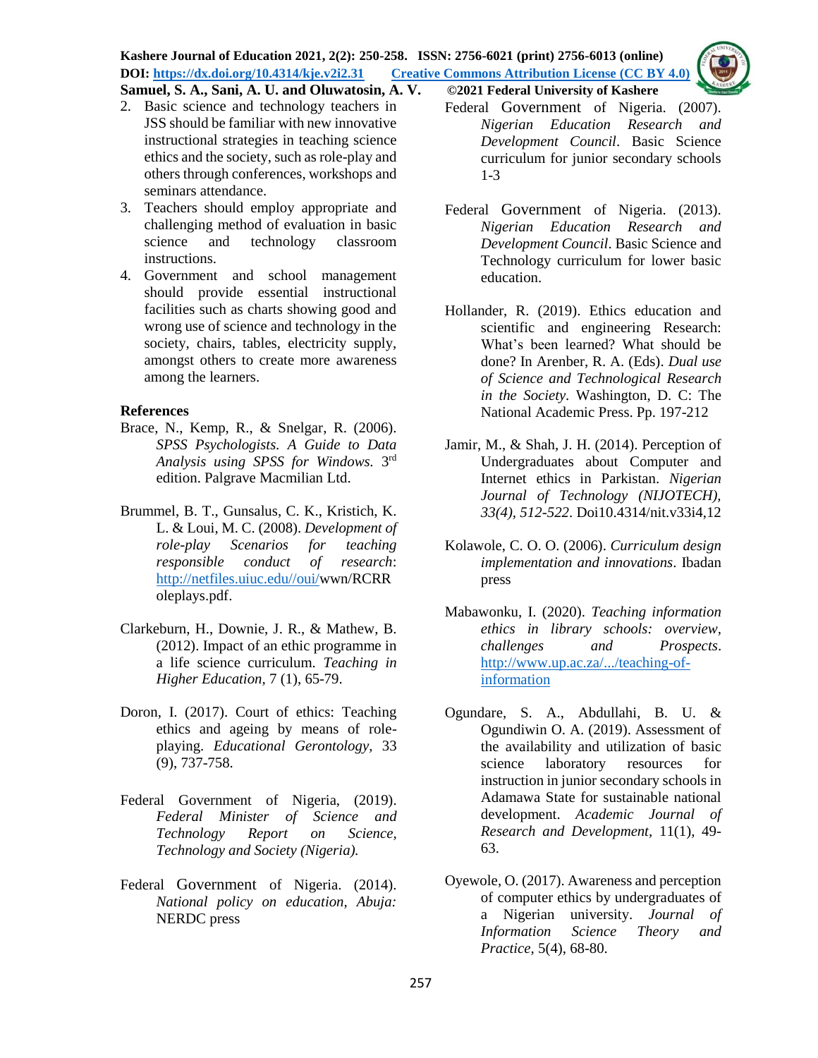2. Basic science and technology teachers in JSS should be familiar with new innovative instructional strategies in teaching science ethics and the society, such as role-play and others through conferences, workshops and seminars attendance.
3. Teachers should employ appropriate and challenging method of evaluation in basic science and technology classroom instructions.
4. Government and school management should provide essential instructional facilities such as charts showing good and wrong use of science and technology in the society, chairs, tables, electricity supply, amongst others to create more awareness among the learners.

## References

Brace, N., Kemp, R., & Snelgar, R. (2006). *SPSS Psychologists. A Guide to Data Analysis using SPSS for Windows.* 3rd edition. Palgrave Macmilian Ltd.

Brummel, B. T., Gunsalus, C. K., Kristich, K. L. & Loui, M. C. (2008). *Development of role-play Scenarios for teaching responsible conduct of research*: http://netfiles.uiuc.edu//oui/wwn/RCRRoleplays.pdf.

Clarkeburn, H., Downie, J. R., & Mathew, B. (2012). Impact of an ethic programme in a life science curriculum. *Teaching in Higher Education,* 7 (1), 65-79.

Doron, I. (2017). Court of ethics: Teaching ethics and ageing by means of role-playing. *Educational Gerontology,* 33 (9), 737-758.

Federal Government of Nigeria, (2019). *Federal Minister of Science and Technology Report on Science, Technology and Society (Nigeria).*

Federal Government of Nigeria. (2014). *National policy on education, Abuja:* NERDC press

Federal Government of Nigeria. (2007). *Nigerian Education Research and Development Council*. Basic Science curriculum for junior secondary schools 1-3

Federal Government of Nigeria. (2013). *Nigerian Education Research and Development Council*. Basic Science and Technology curriculum for lower basic education.

Hollander, R. (2019). Ethics education and scientific and engineering Research: What's been learned? What should be done? In Arenber, R. A. (Eds). *Dual use of Science and Technological Research in the Society*. Washington, D. C: The National Academic Press. Pp. 197-212

Jamir, M., & Shah, J. H. (2014). Perception of Undergraduates about Computer and Internet ethics in Parkistan. *Nigerian Journal of Technology (NIJOTECH), 33(4), 512-522*. Doi10.4314/nit.v33i4,12

Kolawole, C. O. O. (2006). *Curriculum design implementation and innovations*. Ibadan press

Mabawonku, I. (2020). *Teaching information ethics in library schools: overview, challenges and Prospects*. http://www.up.ac.za/.../teaching-of-information

Ogundare, S. A., Abdullahi, B. U. & Ogundiwin O. A. (2019). Assessment of the availability and utilization of basic science laboratory resources for instruction in junior secondary schools in Adamawa State for sustainable national development. *Academic Journal of Research and Development,* 11(1), 49-63.

Oyewole, O. (2017). Awareness and perception of computer ethics by undergraduates of a Nigerian university. *Journal of Information Science Theory and Practice,* 5(4), 68-80.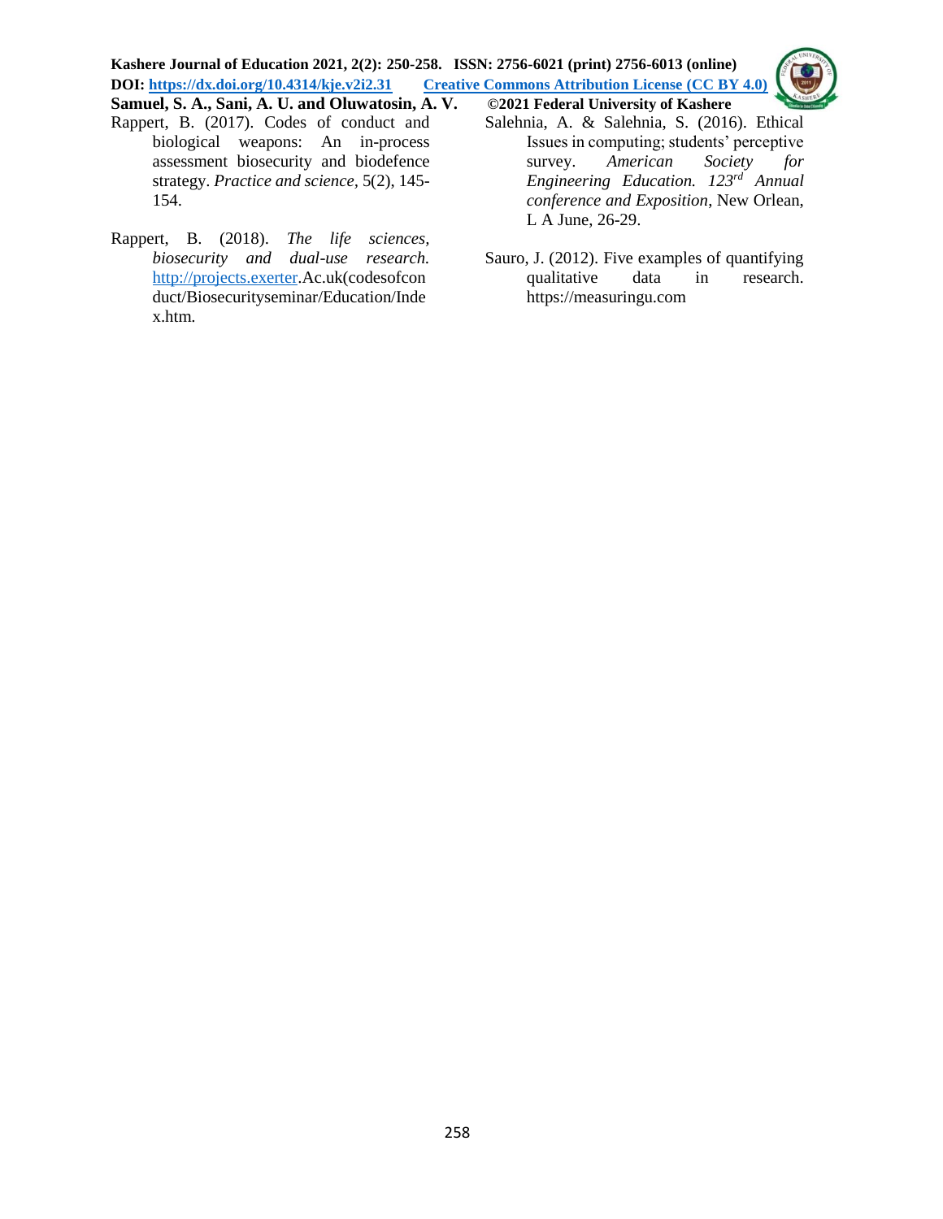Rappert, B. (2017). Codes of conduct and biological weapons: An in-process assessment biosecurity and biodefence strategy. *Practice and science,* 5(2), 145-154.

Rappert, B. (2018). *The life sciences, biosecurity and dual-use research.* http://projects.exerter.Ac.uk(codesofconduct/Biosecurityseminar/Education/Index.htm.

Salehnia, A. & Salehnia, S. (2016). Ethical Issues in computing; students' perceptive survey. *American Society for Engineering Education. 123rd Annual conference and Exposition*, New Orlean, L A June, 26-29.

Sauro, J. (2012). Five examples of quantifying qualitative data in research. https://measuringu.com